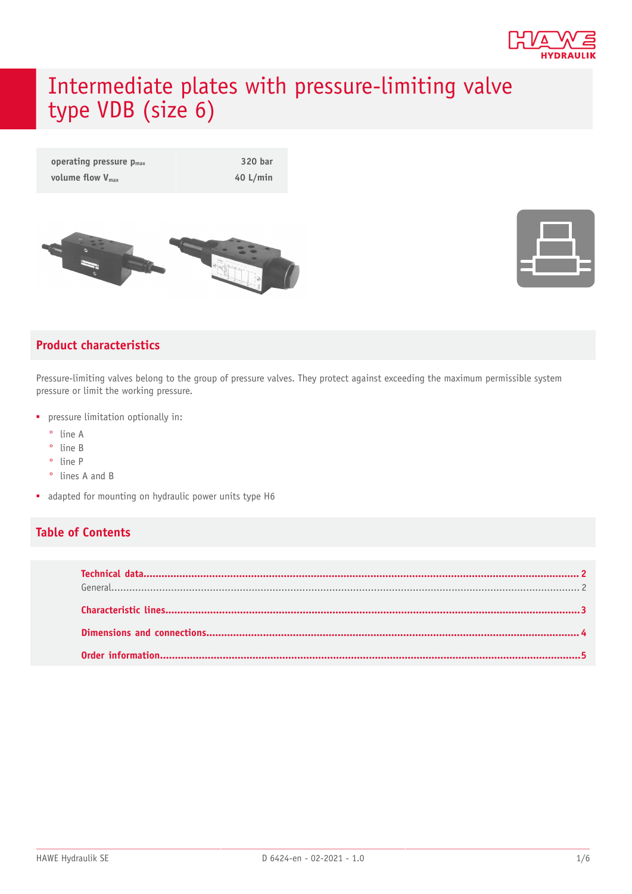# Intermediate plates with pressure-limiting valve type VDB (size 6)

| | |
|---|---|
| operating pressure $p_{max}$ | 320 bar |
| volume flow $V_{max}$ | 40 L/min |

## Product characteristics

Pressure-limiting valves belong to the group of pressure valves. They protect against exceeding the maximum permissible system pressure or limit the working pressure.

- pressure limitation optionally in:
  - line A
  - line B
  - line P
  - lines A and B
- adapted for mounting on hydraulic power units type H6

## Table of Contents

**Technical data** ........ 2
General ........ 2
**Characteristic lines** ........ 3
**Dimensions and connections** ........ 4
**Order information** ........ 5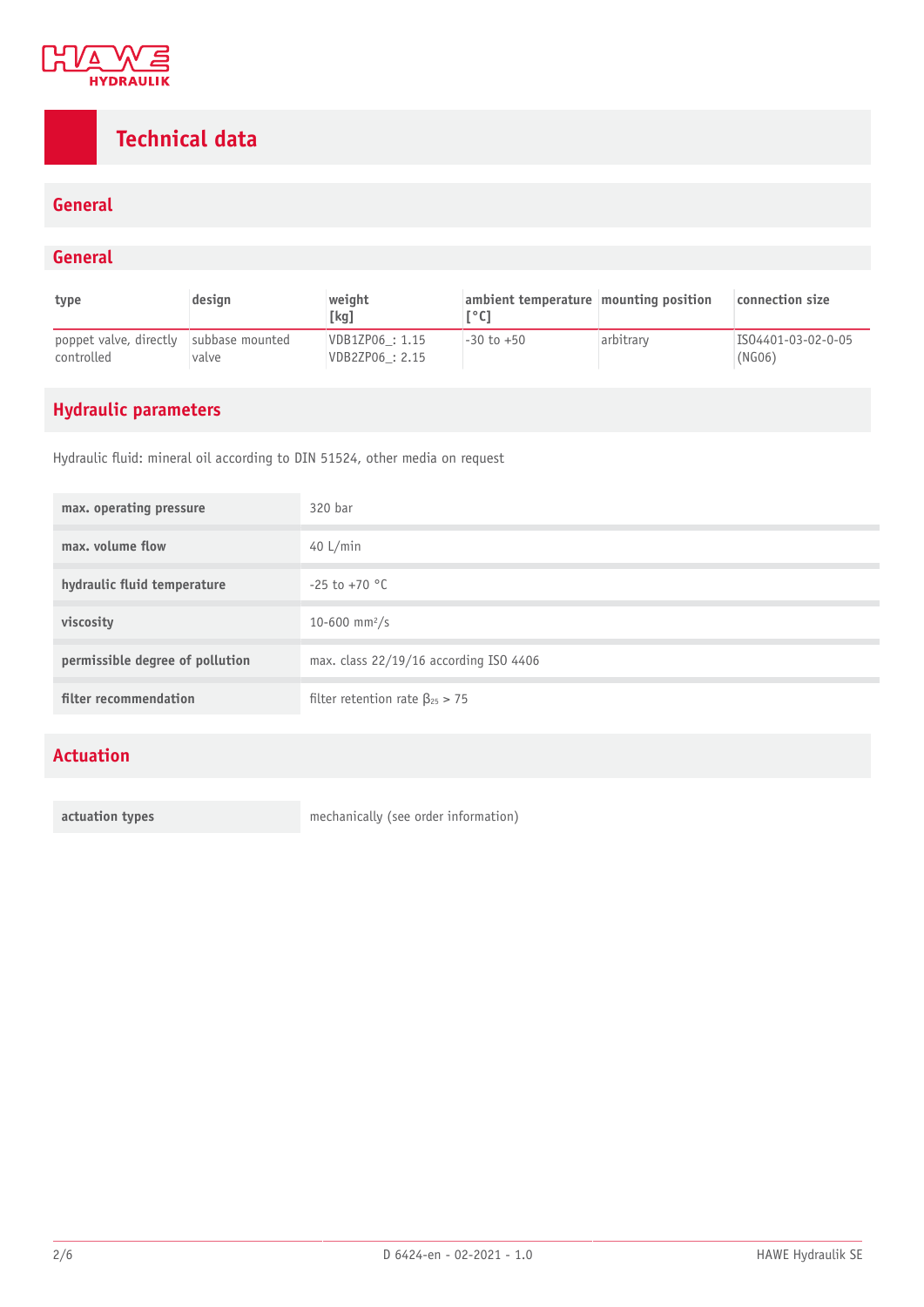# Technical data

## General

### General

| type | design | weight [kg] | ambient temperature [°C] | mounting position | connection size |
|---|---|---|---|---|---|
| poppet valve, directly controlled | subbase mounted valve | VDB1ZP06_: 1.15<br>VDB2ZP06_: 2.15 | -30 to +50 | arbitrary | ISO4401-03-02-0-05 (NG06) |

## Hydraulic parameters

Hydraulic fluid: mineral oil according to DIN 51524, other media on request

| | |
|---|---|
| **max. operating pressure** | 320 bar |
| **max. volume flow** | 40 L/min |
| **hydraulic fluid temperature** | -25 to +70 °C |
| **viscosity** | 10-600 mm²/s |
| **permissible degree of pollution** | max. class 22/19/16 according ISO 4406 |
| **filter recommendation** | filter retention rate $\beta_{25} > 75$ |

## Actuation

| | |
|---|---|
| **actuation types** | mechanically (see order information) |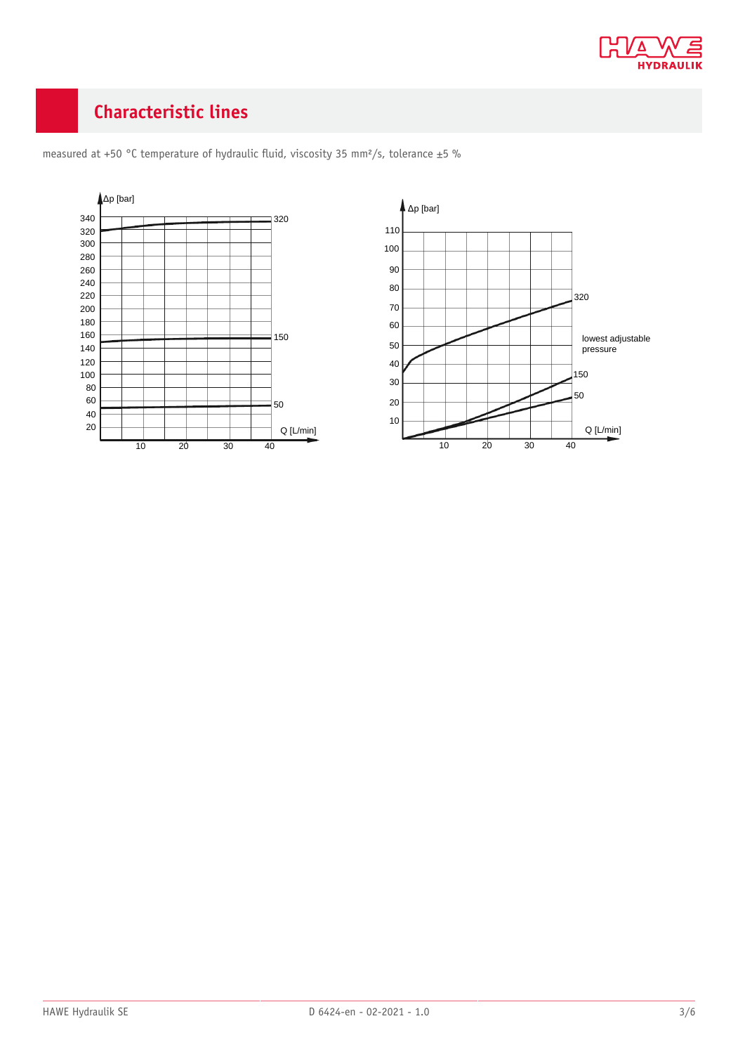## Characteristic lines

measured at +50 °C temperature of hydraulic fluid, viscosity 35 mm²/s, tolerance ±5 %

Δp [bar]

340
320
300
280
260
240
220
200
180
160
140
120
100
80
60
40
20

320

150

50

Q [L/min]

10 20 30 40

Δp [bar]

110
100
90
80
70
60
50
40
30
20
10

320

lowest adjustable pressure

150

50

Q [L/min]

10 20 30 40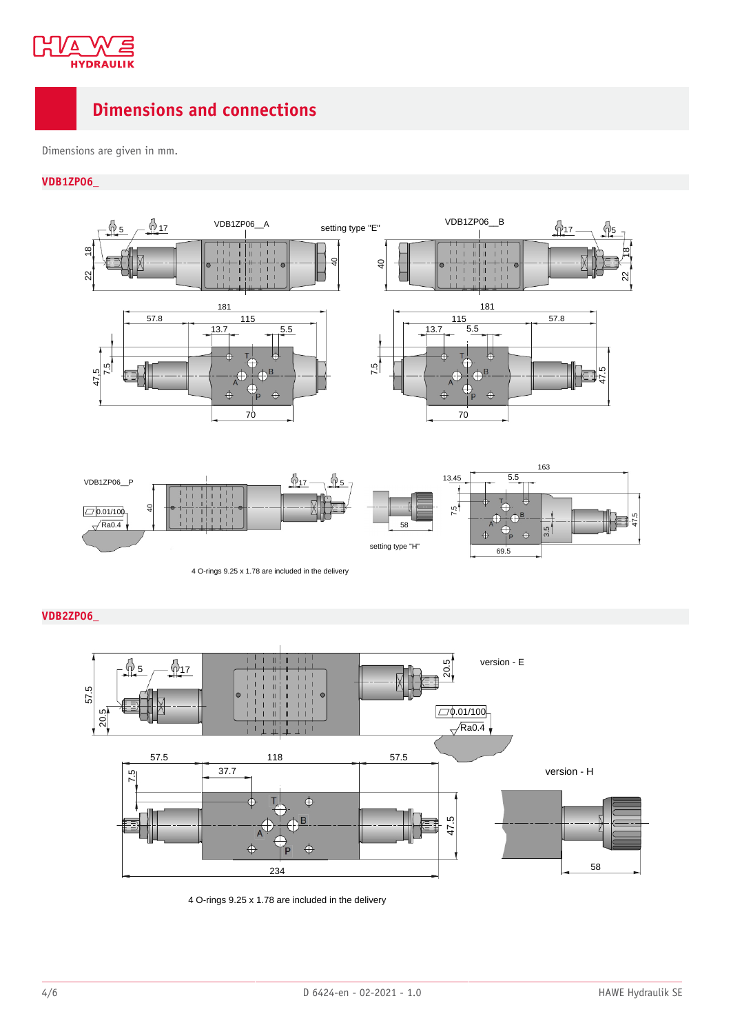# Dimensions and connections

Dimensions are given in mm.

## VDB1ZP06_

VDB1ZP06__A

setting type "E"

VDB1ZP06__B

VDB1ZP06__P

setting type "H"

4 O-rings 9.25 x 1.78 are included in the delivery

## VDB2ZP06_

version - E

version - H

4 O-rings 9.25 x 1.78 are included in the delivery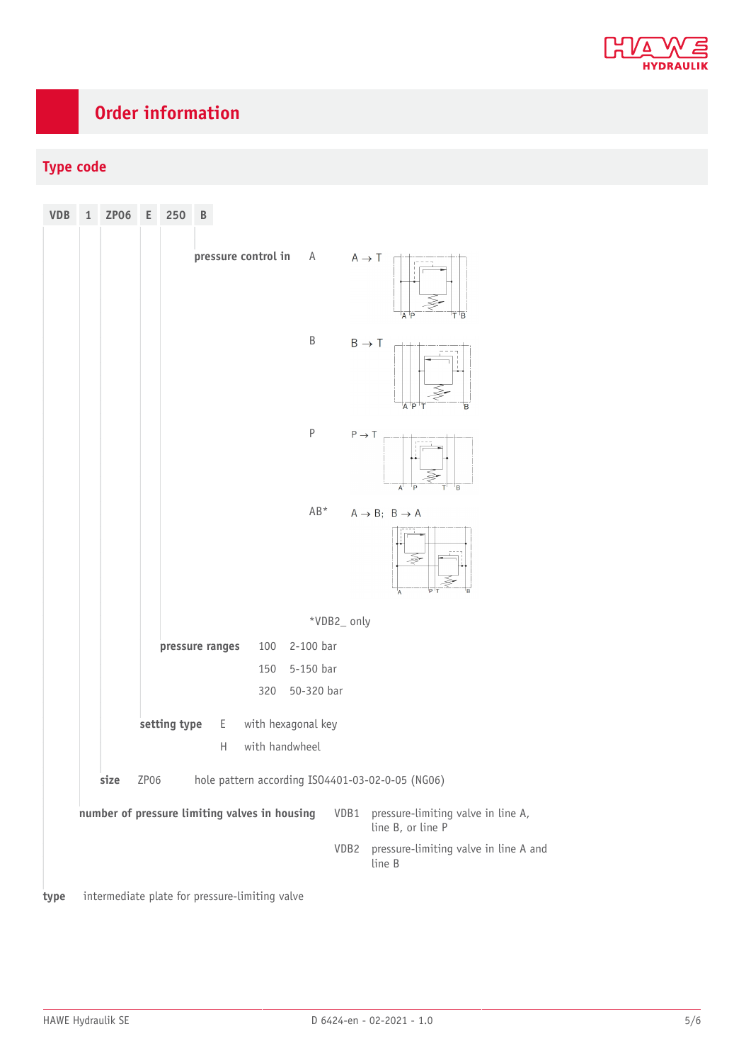# Order information

## Type code

| VDB | 1 | ZP06 | E | 250 | B |
|---|---|---|---|---|---|

**pressure control in**

| | | |
|---|---|---|
| A | A → T | |
| B | B → T | |
| P | P → T | |
| AB* | A → B; B → A | |

*VDB2_ only

**pressure ranges**

| | |
|---|---|
| 100 | 2-100 bar |
| 150 | 5-150 bar |
| 320 | 50-320 bar |

**setting type**

| | |
|---|---|
| E | with hexagonal key |
| H | with handwheel |

**size**

| | |
|---|---|
| ZP06 | hole pattern according ISO4401-03-02-0-05 (NG06) |

**number of pressure limiting valves in housing**

| | |
|---|---|
| VDB1 | pressure-limiting valve in line A, line B, or line P |
| VDB2 | pressure-limiting valve in line A and line B |

**type** intermediate plate for pressure-limiting valve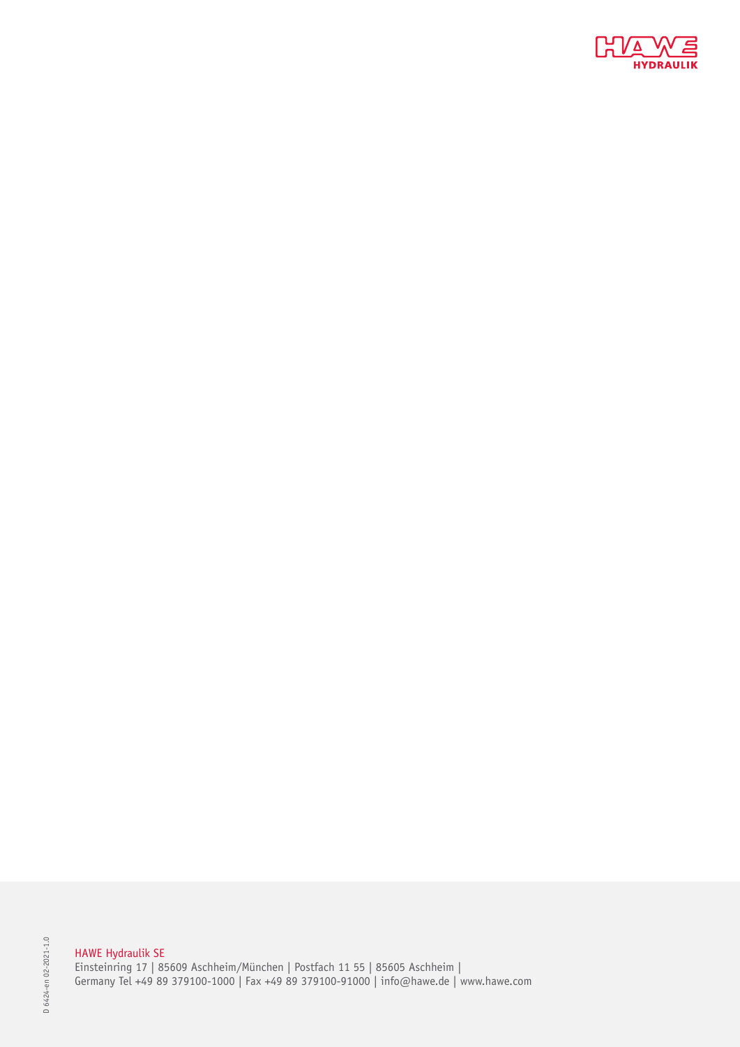HAWE Hydraulik SE

Einsteinring 17 | 85609 Aschheim/München | Postfach 11 55 | 85605 Aschheim | Germany Tel +49 89 379100-1000 | Fax +49 89 379100-91000 | info@hawe.de | www.hawe.com

D 6424-en 02-2021-1.0